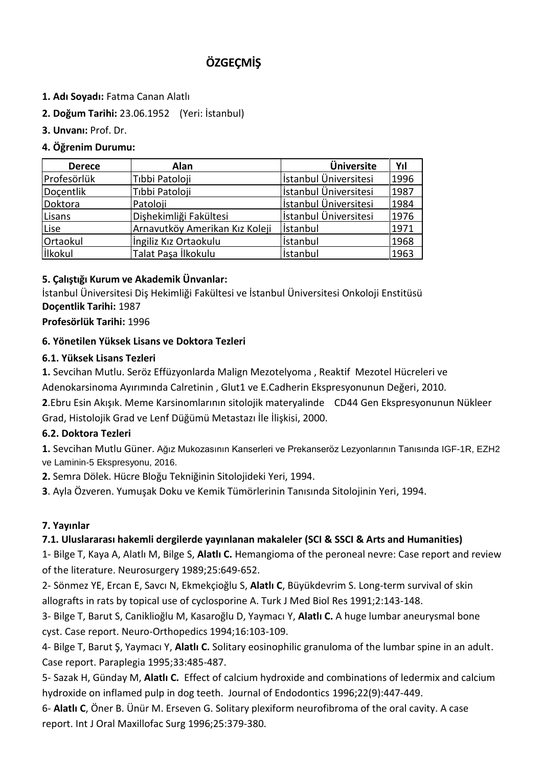# ÖZGEÇMİŞ

**1. Adı Soyadı:** Fatma Canan Alatlı

**2. Doğum Tarihi:** 23.06.1952 (Yeri: İstanbul)

**3. Unvanı:** Prof. Dr.

**4. Öğrenim Durumu:**

| Derece | Alan | Üniversite | Yıl |
|---|---|---|---|
| Profesörlük | Tıbbi Patoloji | İstanbul Üniversitesi | 1996 |
| Doçentlik | Tıbbi Patoloji | İstanbul Üniversitesi | 1987 |
| Doktora | Patoloji | İstanbul Üniversitesi | 1984 |
| Lisans | Dişhekimliği Fakültesi | İstanbul Üniversitesi | 1976 |
| Lise | Arnavutköy Amerikan Kız Koleji | İstanbul | 1971 |
| Ortaokul | İngiliz Kız Ortaokulu | İstanbul | 1968 |
| İlkokul | Talat Paşa İlkokulu | İstanbul | 1963 |

**5. Çalıştığı Kurum ve Akademik Ünvanlar:**

İstanbul Üniversitesi Diş Hekimliği Fakültesi ve İstanbul Üniversitesi Onkoloji Enstitüsü

**Doçentlik Tarihi:** 1987

**Profesörlük Tarihi:** 1996

**6. Yönetilen Yüksek Lisans ve Doktora Tezleri**

**6.1. Yüksek Lisans Tezleri**

**1.** Sevcihan Mutlu. Seröz Effüzyonlarda Malign Mezotelyoma , Reaktif Mezotel Hücreleri ve Adenokarsinoma Ayırımında Calretinin , Glut1 ve E.Cadherin Ekspresyonunun Değeri, 2010.

**2**.Ebru Esin Akışık. Meme Karsinomlarının sitolojik materyalinde CD44 Gen Ekspresyonunun Nükleer Grad, Histolojik Grad ve Lenf Düğümü Metastazı İle İlişkisi, 2000.

**6.2. Doktora Tezleri**

**1.** Sevcihan Mutlu Güner. Ağız Mukozasının Kanserleri ve Prekanseröz Lezyonlarının Tanısında IGF-1R, EZH2 ve Laminin-5 Ekspresyonu, 2016.

**2.** Semra Dölek. Hücre Bloğu Tekniğinin Sitolojideki Yeri, 1994.

**3**. Ayla Özveren. Yumuşak Doku ve Kemik Tümörlerinin Tanısında Sitolojinin Yeri, 1994.

**7. Yayınlar**

**7.1. Uluslararası hakemli dergilerde yayınlanan makaleler (SCI & SSCI & Arts and Humanities)**

1- Bilge T, Kaya A, Alatlı M, Bilge S, **Alatlı C.** Hemangioma of the peroneal nevre: Case report and review of the literature. Neurosurgery 1989;25:649-652.

2- Sönmez YE, Ercan E, Savcı N, Ekmekçioğlu S, **Alatlı C**, Büyükdevrim S. Long-term survival of skin allografts in rats by topical use of cyclosporine A. Turk J Med Biol Res 1991;2:143-148.

3- Bilge T, Barut S, Caniklioğlu M, Kasaroğlu D, Yaymacı Y, **Alatlı C.** A huge lumbar aneurysmal bone cyst. Case report. Neuro-Orthopedics 1994;16:103-109.

4- Bilge T, Barut Ş, Yaymacı Y, **Alatlı C.** Solitary eosinophilic granuloma of the lumbar spine in an adult. Case report. Paraplegia 1995;33:485-487.

5- Sazak H, Günday M, **Alatlı C.** Effect of calcium hydroxide and combinations of ledermix and calcium hydroxide on inflamed pulp in dog teeth. Journal of Endodontics 1996;22(9):447-449.

6- **Alatlı C**, Öner B. Ünür M. Erseven G. Solitary plexiform neurofibroma of the oral cavity. A case report. Int J Oral Maxillofac Surg 1996;25:379-380.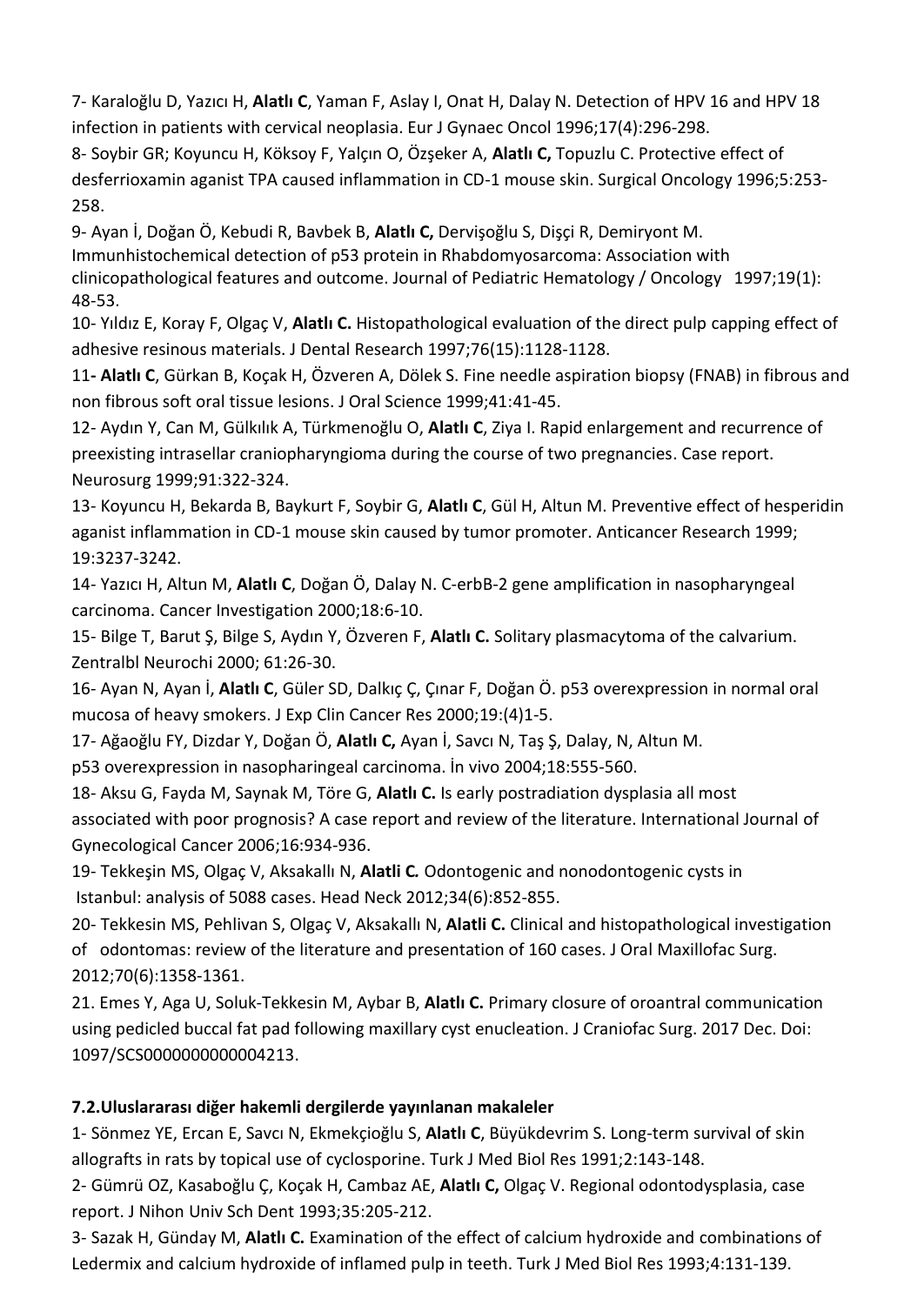7- Karaloğlu D, Yazıcı H, **Alatlı C**, Yaman F, Aslay I, Onat H, Dalay N. Detection of HPV 16 and HPV 18 infection in patients with cervical neoplasia. Eur J Gynaec Oncol 1996;17(4):296-298.

8- Soybir GR; Koyuncu H, Köksoy F, Yalçın O, Özşeker A, **Alatlı C,** Topuzlu C. Protective effect of desferrioxamin aganist TPA caused inflammation in CD-1 mouse skin. Surgical Oncology 1996;5:253-258.

9- Ayan İ, Doğan Ö, Kebudi R, Bavbek B, **Alatlı C,** Dervişoğlu S, Dişçi R, Demiryont M. Immunhistochemical detection of p53 protein in Rhabdomyosarcoma: Association with clinicopathological features and outcome. Journal of Pediatric Hematology / Oncology 1997;19(1): 48-53.

10- Yıldız E, Koray F, Olgaç V, **Alatlı C.** Histopathological evaluation of the direct pulp capping effect of adhesive resinous materials. J Dental Research 1997;76(15):1128-1128.

11**- Alatlı C**, Gürkan B, Koçak H, Özveren A, Dölek S. Fine needle aspiration biopsy (FNAB) in fibrous and non fibrous soft oral tissue lesions. J Oral Science 1999;41:41-45.

12- Aydın Y, Can M, Gülkılık A, Türkmenoğlu O, **Alatlı C**, Ziya I. Rapid enlargement and recurrence of preexisting intrasellar craniopharyngioma during the course of two pregnancies. Case report. Neurosurg 1999;91:322-324.

13- Koyuncu H, Bekarda B, Baykurt F, Soybir G, **Alatlı C**, Gül H, Altun M. Preventive effect of hesperidin aganist inflammation in CD-1 mouse skin caused by tumor promoter. Anticancer Research 1999; 19:3237-3242.

14- Yazıcı H, Altun M, **Alatlı C**, Doğan Ö, Dalay N. C-erbB-2 gene amplification in nasopharyngeal carcinoma. Cancer Investigation 2000;18:6-10.

15- Bilge T, Barut Ş, Bilge S, Aydın Y, Özveren F, **Alatlı C.** Solitary plasmacytoma of the calvarium. Zentralbl Neurochi 2000; 61:26-30.

16- Ayan N, Ayan İ, **Alatlı C**, Güler SD, Dalkıç Ç, Çınar F, Doğan Ö. p53 overexpression in normal oral mucosa of heavy smokers. J Exp Clin Cancer Res 2000;19:(4)1-5.

17- Ağaoğlu FY, Dizdar Y, Doğan Ö, **Alatlı C,** Ayan İ, Savcı N, Taş Ş, Dalay, N, Altun M. p53 overexpression in nasopharingeal carcinoma. İn vivo 2004;18:555-560.

18- Aksu G, Fayda M, Saynak M, Töre G, **Alatlı C.** Is early postradiation dysplasia all most associated with poor prognosis? A case report and review of the literature. International Journal of Gynecological Cancer 2006;16:934-936.

19- Tekkeşin MS, Olgaç V, Aksakallı N, **Alatli C***.* Odontogenic and nonodontogenic cysts in Istanbul: analysis of 5088 cases. Head Neck 2012;34(6):852-855.

20- Tekkesin MS, Pehlivan S, Olgaç V, Aksakallı N, **Alatli C.** Clinical and histopathological investigation of odontomas: review of the literature and presentation of 160 cases. J Oral Maxillofac Surg. 2012;70(6):1358-1361.

21. Emes Y, Aga U, Soluk-Tekkesin M, Aybar B, **Alatlı C.** Primary closure of oroantral communication using pedicled buccal fat pad following maxillary cyst enucleation. J Craniofac Surg. 2017 Dec. Doi: 1097/SCS0000000000004213.

**7.2.Uluslararası diğer hakemli dergilerde yayınlanan makaleler**

1- Sönmez YE, Ercan E, Savcı N, Ekmekçioğlu S, **Alatlı C**, Büyükdevrim S. Long-term survival of skin allografts in rats by topical use of cyclosporine. Turk J Med Biol Res 1991;2:143-148.

2- Gümrü OZ, Kasaboğlu Ç, Koçak H, Cambaz AE, **Alatlı C,** Olgaç V. Regional odontodysplasia, case report. J Nihon Univ Sch Dent 1993;35:205-212.

3- Sazak H, Günday M, **Alatlı C.** Examination of the effect of calcium hydroxide and combinations of Ledermix and calcium hydroxide of inflamed pulp in teeth. Turk J Med Biol Res 1993;4:131-139.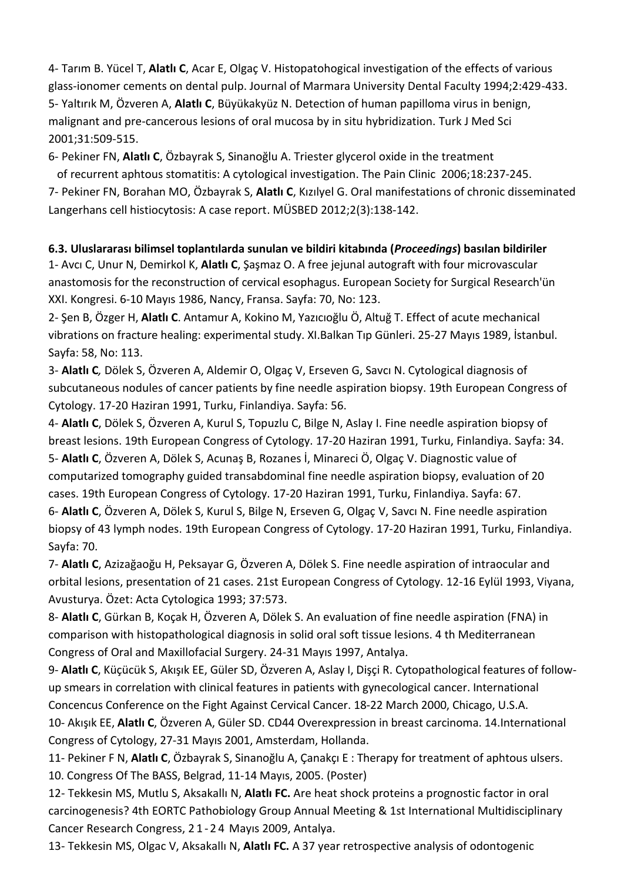4- Tarım B. Yücel T, **Alatlı C**, Acar E, Olgaç V. Histopatohogical investigation of the effects of various glass-ionomer cements on dental pulp. Journal of Marmara University Dental Faculty 1994;2:429-433.

5- Yaltırık M, Özveren A, **Alatlı C**, Büyükakyüz N. Detection of human papilloma virus in benign, malignant and pre-cancerous lesions of oral mucosa by in situ hybridization. Turk J Med Sci 2001;31:509-515.

6- Pekiner FN, **Alatlı C**, Özbayrak S, Sinanoğlu A. Triester glycerol oxide in the treatment of recurrent aphtous stomatitis: A cytological investigation. The Pain Clinic 2006;18:237-245.

7- Pekiner FN, Borahan MO, Özbayrak S, **Alatlı C**, Kızılyel G. Oral manifestations of chronic disseminated Langerhans cell histiocytosis: A case report. MÜSBED 2012;2(3):138-142.

**6.3. Uluslararası bilimsel toplantılarda sunulan ve bildiri kitabında (*Proceedings*) basılan bildiriler**

1- Avcı C, Unur N, Demirkol K, **Alatlı C**, Şaşmaz O. A free jejunal autograft with four microvascular anastomosis for the reconstruction of cervical esophagus. European Society for Surgical Research'ün XXI. Kongresi. 6-10 Mayıs 1986, Nancy, Fransa. Sayfa: 70, No: 123.

2- Şen B, Özger H, **Alatlı C**. Antamur A, Kokino M, Yazıcıoğlu Ö, Altuğ T. Effect of acute mechanical vibrations on fracture healing: experimental study. XI.Balkan Tıp Günleri. 25-27 Mayıs 1989, İstanbul. Sayfa: 58, No: 113.

3- **Alatlı C***,* Dölek S, Özveren A, Aldemir O, Olgaç V, Erseven G, Savcı N. Cytological diagnosis of subcutaneous nodules of cancer patients by fine needle aspiration biopsy. 19th European Congress of Cytology. 17-20 Haziran 1991, Turku, Finlandiya. Sayfa: 56.

4- **Alatlı C**, Dölek S, Özveren A, Kurul S, Topuzlu C, Bilge N, Aslay I. Fine needle aspiration biopsy of breast lesions. 19th European Congress of Cytology. 17-20 Haziran 1991, Turku, Finlandiya. Sayfa: 34.

5- **Alatlı C**, Özveren A, Dölek S, Acunaş B, Rozanes İ, Minareci Ö, Olgaç V. Diagnostic value of computarized tomography guided transabdominal fine needle aspiration biopsy, evaluation of 20 cases. 19th European Congress of Cytology. 17-20 Haziran 1991, Turku, Finlandiya. Sayfa: 67.

6- **Alatlı C**, Özveren A, Dölek S, Kurul S, Bilge N, Erseven G, Olgaç V, Savcı N. Fine needle aspiration biopsy of 43 lymph nodes. 19th European Congress of Cytology. 17-20 Haziran 1991, Turku, Finlandiya. Sayfa: 70.

7- **Alatlı C**, Azizağaoğu H, Peksayar G, Özveren A, Dölek S. Fine needle aspiration of intraocular and orbital lesions, presentation of 21 cases. 21st European Congress of Cytology. 12-16 Eylül 1993, Viyana, Avusturya. Özet: Acta Cytologica 1993; 37:573.

8- **Alatlı C**, Gürkan B, Koçak H, Özveren A, Dölek S. An evaluation of fine needle aspiration (FNA) in comparison with histopathological diagnosis in solid oral soft tissue lesions. 4 th Mediterranean Congress of Oral and Maxillofacial Surgery. 24-31 Mayıs 1997, Antalya.

9- **Alatlı C**, Küçücük S, Akışık EE, Güler SD, Özveren A, Aslay I, Dişçi R. Cytopathological features of follow-up smears in correlation with clinical features in patients with gynecological cancer. International Concencus Conference on the Fight Against Cervical Cancer. 18-22 March 2000, Chicago, U.S.A.

10- Akışık EE, **Alatlı C**, Özveren A, Güler SD. CD44 Overexpression in breast carcinoma. 14.International Congress of Cytology, 27-31 Mayıs 2001, Amsterdam, Hollanda.

11- Pekiner F N, **Alatlı C**, Özbayrak S, Sinanoğlu A, Çanakçı E : Therapy for treatment of aphtous ulsers. 10. Congress Of The BASS, Belgrad, 11-14 Mayıs, 2005. (Poster)

12- Tekkesin MS, Mutlu S, Aksakallı N, **Alatlı FC.** Are heat shock proteins a prognostic factor in oral carcinogenesis? 4th EORTC Pathobiology Group Annual Meeting & 1st International Multidisciplinary Cancer Research Congress, 21-24 Mayıs 2009, Antalya.

13- Tekkesin MS, Olgac V, Aksakallı N, **Alatlı FC.** A 37 year retrospective analysis of odontogenic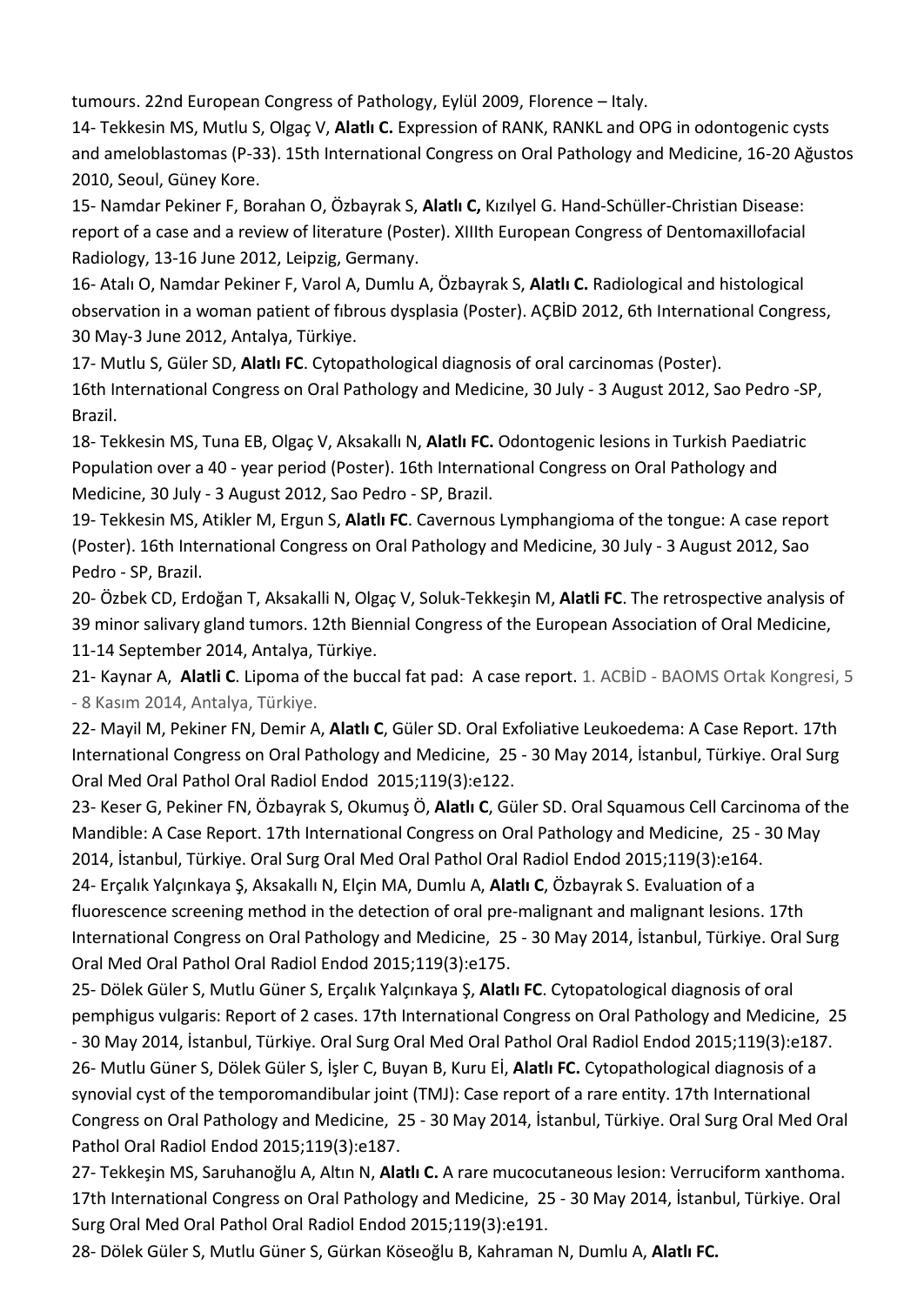tumours. 22nd European Congress of Pathology, Eylül 2009, Florence – Italy.

14- Tekkesin MS, Mutlu S, Olgaç V, **Alatlı C.** Expression of RANK, RANKL and OPG in odontogenic cysts and ameloblastomas (P-33). 15th International Congress on Oral Pathology and Medicine, 16-20 Ağustos 2010, Seoul, Güney Kore.

15- Namdar Pekiner F, Borahan O, Özbayrak S, **Alatlı C,** Kızılyel G. Hand-Schüller-Christian Disease: report of a case and a review of literature (Poster). XIIIth European Congress of Dentomaxillofacial Radiology, 13-16 June 2012, Leipzig, Germany.

16- Atalı O, Namdar Pekiner F, Varol A, Dumlu A, Özbayrak S, **Alatlı C.** Radiological and histological observation in a woman patient of fıbrous dysplasia (Poster). AÇBİD 2012, 6th International Congress, 30 May-3 June 2012, Antalya, Türkiye.

17- Mutlu S, Güler SD, **Alatlı FC**. Cytopathological diagnosis of oral carcinomas (Poster).
16th International Congress on Oral Pathology and Medicine, 30 July - 3 August 2012, Sao Pedro -SP, Brazil.

18- Tekkesin MS, Tuna EB, Olgaç V, Aksakallı N, **Alatlı FC.** Odontogenic lesions in Turkish Paediatric Population over a 40 - year period (Poster). 16th International Congress on Oral Pathology and Medicine, 30 July - 3 August 2012, Sao Pedro - SP, Brazil.

19- Tekkesin MS, Atikler M, Ergun S, **Alatlı FC**. Cavernous Lymphangioma of the tongue: A case report (Poster). 16th International Congress on Oral Pathology and Medicine, 30 July - 3 August 2012, Sao Pedro - SP, Brazil.

20- Özbek CD, Erdoğan T, Aksakalli N, Olgaç V, Soluk-Tekkeşin M, **Alatli FC**. The retrospective analysis of 39 minor salivary gland tumors. 12th Biennial Congress of the European Association of Oral Medicine, 11-14 September 2014, Antalya, Türkiye.

21- Kaynar A, **Alatli C**. Lipoma of the buccal fat pad: A case report. 1. ACBİD - BAOMS Ortak Kongresi, 5 - 8 Kasım 2014, Antalya, Türkiye.

22- Mayil M, Pekiner FN, Demir A, **Alatlı C**, Güler SD. Oral Exfoliative Leukoedema: A Case Report. 17th International Congress on Oral Pathology and Medicine, 25 - 30 May 2014, İstanbul, Türkiye. Oral Surg Oral Med Oral Pathol Oral Radiol Endod 2015;119(3):e122.

23- Keser G, Pekiner FN, Özbayrak S, Okumuş Ö, **Alatlı C**, Güler SD. Oral Squamous Cell Carcinoma of the Mandible: A Case Report. 17th International Congress on Oral Pathology and Medicine, 25 - 30 May 2014, İstanbul, Türkiye. Oral Surg Oral Med Oral Pathol Oral Radiol Endod 2015;119(3):e164.

24- Erçalık Yalçınkaya Ş, Aksakallı N, Elçin MA, Dumlu A, **Alatlı C**, Özbayrak S. Evaluation of a fluorescence screening method in the detection of oral pre-malignant and malignant lesions. 17th International Congress on Oral Pathology and Medicine, 25 - 30 May 2014, İstanbul, Türkiye. Oral Surg Oral Med Oral Pathol Oral Radiol Endod 2015;119(3):e175.

25- Dölek Güler S, Mutlu Güner S, Erçalık Yalçınkaya Ş, **Alatlı FC**. Cytopatological diagnosis of oral pemphigus vulgaris: Report of 2 cases. 17th International Congress on Oral Pathology and Medicine, 25 - 30 May 2014, İstanbul, Türkiye. Oral Surg Oral Med Oral Pathol Oral Radiol Endod 2015;119(3):e187.

26- Mutlu Güner S, Dölek Güler S, İşler C, Buyan B, Kuru Eİ, **Alatlı FC.** Cytopathological diagnosis of a synovial cyst of the temporomandibular joint (TMJ): Case report of a rare entity. 17th International Congress on Oral Pathology and Medicine, 25 - 30 May 2014, İstanbul, Türkiye. Oral Surg Oral Med Oral Pathol Oral Radiol Endod 2015;119(3):e187.

27- Tekkeşin MS, Saruhanoğlu A, Altın N, **Alatlı C.** A rare mucocutaneous lesion: Verruciform xanthoma. 17th International Congress on Oral Pathology and Medicine, 25 - 30 May 2014, İstanbul, Türkiye. Oral Surg Oral Med Oral Pathol Oral Radiol Endod 2015;119(3):e191.

28- Dölek Güler S, Mutlu Güner S, Gürkan Köseoğlu B, Kahraman N, Dumlu A, **Alatlı FC.**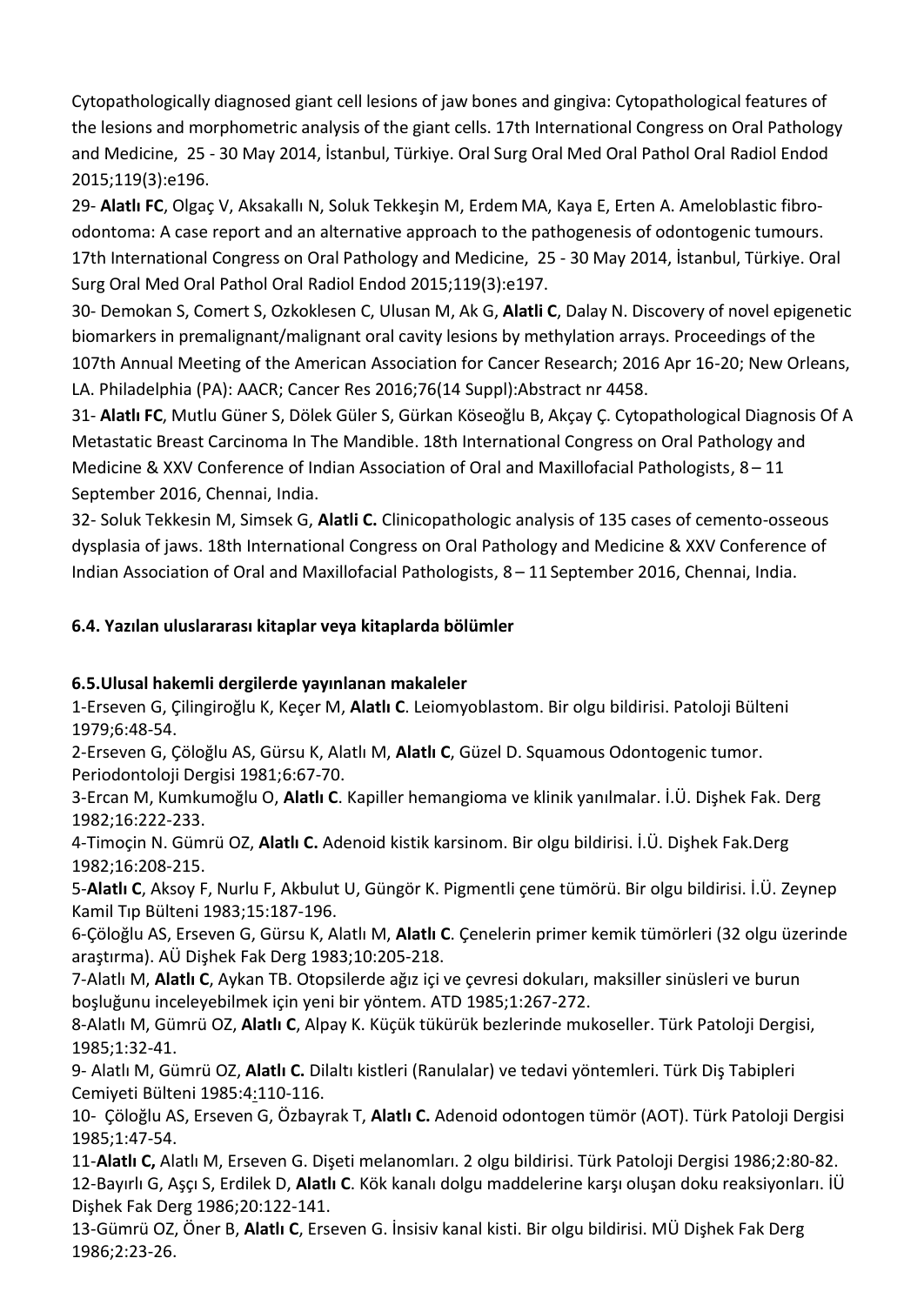Cytopathologically diagnosed giant cell lesions of jaw bones and gingiva: Cytopathological features of the lesions and morphometric analysis of the giant cells. 17th International Congress on Oral Pathology and Medicine, 25 - 30 May 2014, İstanbul, Türkiye. Oral Surg Oral Med Oral Pathol Oral Radiol Endod 2015;119(3):e196.

29- **Alatlı FC**, Olgaç V, Aksakallı N, Soluk Tekkeşin M, Erdem MA, Kaya E, Erten A. Ameloblastic fibro-odontoma: A case report and an alternative approach to the pathogenesis of odontogenic tumours. 17th International Congress on Oral Pathology and Medicine, 25 - 30 May 2014, İstanbul, Türkiye. Oral Surg Oral Med Oral Pathol Oral Radiol Endod 2015;119(3):e197.

30- Demokan S, Comert S, Ozkoklesen C, Ulusan M, Ak G, **Alatli C**, Dalay N. Discovery of novel epigenetic biomarkers in premalignant/malignant oral cavity lesions by methylation arrays. Proceedings of the 107th Annual Meeting of the American Association for Cancer Research; 2016 Apr 16-20; New Orleans, LA. Philadelphia (PA): AACR; Cancer Res 2016;76(14 Suppl):Abstract nr 4458.

31- **Alatlı FC**, Mutlu Güner S, Dölek Güler S, Gürkan Köseoğlu B, Akçay Ç. Cytopathological Diagnosis Of A Metastatic Breast Carcinoma In The Mandible. 18th International Congress on Oral Pathology and Medicine & XXV Conference of Indian Association of Oral and Maxillofacial Pathologists, 8 – 11 September 2016, Chennai, India.

32- Soluk Tekkesin M, Simsek G, **Alatli C.** Clinicopathologic analysis of 135 cases of cemento-osseous dysplasia of jaws. 18th International Congress on Oral Pathology and Medicine & XXV Conference of Indian Association of Oral and Maxillofacial Pathologists, 8 – 11 September 2016, Chennai, India.

### 6.4. Yazılan uluslararası kitaplar veya kitaplarda bölümler

### 6.5.Ulusal hakemli dergilerde yayınlanan makaleler

1-Erseven G, Çilingiroğlu K, Keçer M, **Alatlı C**. Leiomyoblastom. Bir olgu bildirisi. Patoloji Bülteni 1979;6:48-54.

2-Erseven G, Çöloğlu AS, Gürsu K, Alatlı M, **Alatlı C**, Güzel D. Squamous Odontogenic tumor. Periodontoloji Dergisi 1981;6:67-70.

3-Ercan M, Kumkumoğlu O, **Alatlı C**. Kapiller hemangioma ve klinik yanılmalar. İ.Ü. Dişhek Fak. Derg 1982;16:222-233.

4-Timoçin N. Gümrü OZ, **Alatlı C.** Adenoid kistik karsinom. Bir olgu bildirisi. İ.Ü. Dişhek Fak.Derg 1982;16:208-215.

5-**Alatlı C**, Aksoy F, Nurlu F, Akbulut U, Güngör K. Pigmentli çene tümörü. Bir olgu bildirisi. İ.Ü. Zeynep Kamil Tıp Bülteni 1983;15:187-196.

6-Çöloğlu AS, Erseven G, Gürsu K, Alatlı M, **Alatlı C**. Çenelerin primer kemik tümörleri (32 olgu üzerinde araştırma). AÜ Dişhek Fak Derg 1983;10:205-218.

7-Alatlı M, **Alatlı C**, Aykan TB. Otopsilerde ağız içi ve çevresi dokuları, maksiller sinüsleri ve burun boşluğunu inceleyebilmek için yeni bir yöntem. ATD 1985;1:267-272.

8-Alatlı M, Gümrü OZ, **Alatlı C**, Alpay K. Küçük tükürük bezlerinde mukoseller. Türk Patoloji Dergisi, 1985;1:32-41.

9- Alatlı M, Gümrü OZ, **Alatlı C.** Dilaltı kistleri (Ranulalar) ve tedavi yöntemleri. Türk Diş Tabipleri Cemiyeti Bülteni 1985:4:110-116.

10- Çöloğlu AS, Erseven G, Özbayrak T, **Alatlı C.** Adenoid odontogen tümör (AOT). Türk Patoloji Dergisi 1985;1:47-54.

11-**Alatlı C,** Alatlı M, Erseven G. Dişeti melanomları. 2 olgu bildirisi. Türk Patoloji Dergisi 1986;2:80-82.

12-Bayırlı G, Aşçı S, Erdilek D, **Alatlı C**. Kök kanalı dolgu maddelerine karşı oluşan doku reaksiyonları. İÜ Dişhek Fak Derg 1986;20:122-141.

13-Gümrü OZ, Öner B, **Alatlı C**, Erseven G. İnsisiv kanal kisti. Bir olgu bildirisi. MÜ Dişhek Fak Derg 1986;2:23-26.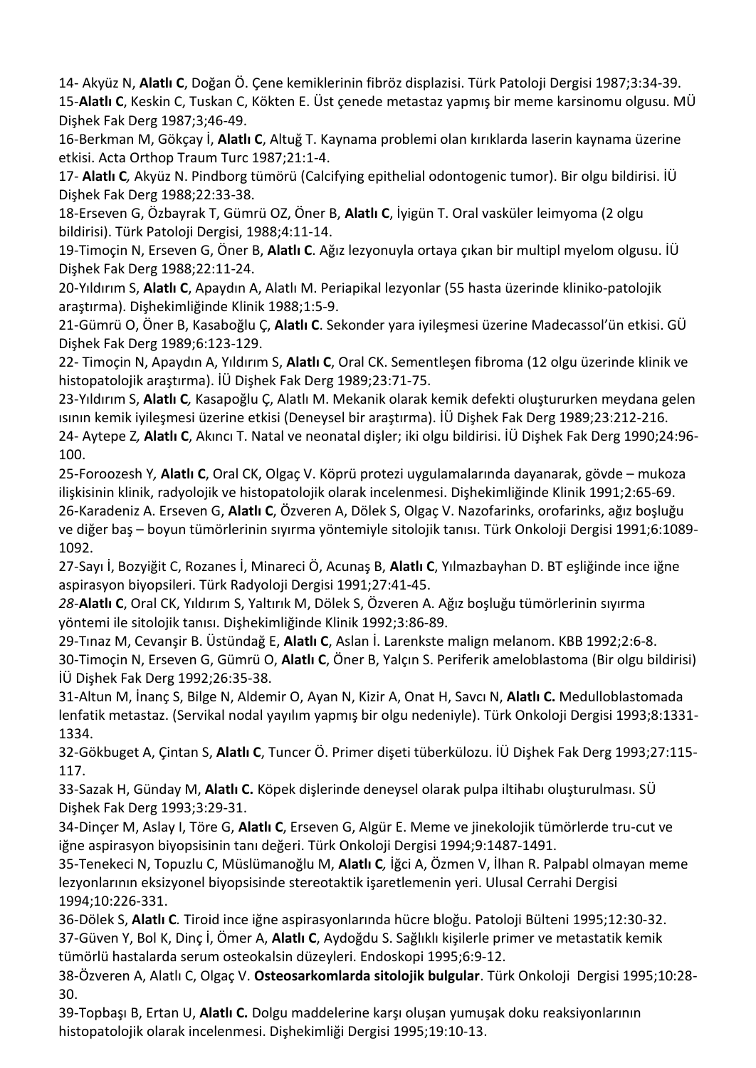14- Akyüz N, **Alatlı C**, Doğan Ö. Çene kemiklerinin fibröz displazisi. Türk Patoloji Dergisi 1987;3:34-39.
15-**Alatlı C**, Keskin C, Tuskan C, Kökten E. Üst çenede metastaz yapmış bir meme karsinomu olgusu. MÜ Dişhek Fak Derg 1987;3;46-49.
16-Berkman M, Gökçay İ, **Alatlı C**, Altuğ T. Kaynama problemi olan kırıklarda laserin kaynama üzerine etkisi. Acta Orthop Traum Turc 1987;21:1-4.
17- **Alatlı C***,* Akyüz N. Pindborg tümörü (Calcifying epithelial odontogenic tumor). Bir olgu bildirisi. İÜ Dişhek Fak Derg 1988;22:33-38.
18-Erseven G, Özbayrak T, Gümrü OZ, Öner B, **Alatlı C**, İyigün T. Oral vasküler leimyoma (2 olgu bildirisi). Türk Patoloji Dergisi, 1988;4:11-14.
19-Timoçin N, Erseven G, Öner B, **Alatlı C**. Ağız lezyonuyla ortaya çıkan bir multipl myelom olgusu. İÜ Dişhek Fak Derg 1988;22:11-24.
20-Yıldırım S, **Alatlı C**, Apaydın A, Alatlı M. Periapikal lezyonlar (55 hasta üzerinde kliniko-patolojik araştırma). Dişhekimliğinde Klinik 1988;1:5-9.
21-Gümrü O, Öner B, Kasaboğlu Ç, **Alatlı C**. Sekonder yara iyileşmesi üzerine Madecassol'ün etkisi. GÜ Dişhek Fak Derg 1989;6:123-129.
22- Timoçin N, Apaydın A, Yıldırım S, **Alatlı C**, Oral CK. Sementleşen fibroma (12 olgu üzerinde klinik ve histopatolojik araştırma). İÜ Dişhek Fak Derg 1989;23:71-75.
23-Yıldırım S, **Alatlı C***,* Kasapoğlu Ç, Alatlı M. Mekanik olarak kemik defekti oluştururken meydana gelen ısının kemik iyileşmesi üzerine etkisi (Deneysel bir araştırma). İÜ Dişhek Fak Derg 1989;23:212-216.
24- Aytepe Z*,* **Alatlı C**, Akıncı T. Natal ve neonatal dişler; iki olgu bildirisi. İÜ Dişhek Fak Derg 1990;24:96-100.
25-Foroozesh Y*,* **Alatlı C**, Oral CK, Olgaç V. Köprü protezi uygulamalarında dayanarak, gövde – mukoza ilişkisinin klinik, radyolojik ve histopatolojik olarak incelenmesi. Dişhekimliğinde Klinik 1991;2:65-69.
26-Karadeniz A. Erseven G, **Alatlı C**, Özveren A, Dölek S, Olgaç V. Nazofarinks, orofarinks, ağız boşluğu ve diğer baş – boyun tümörlerinin sıyırma yöntemiyle sitolojik tanısı. Türk Onkoloji Dergisi 1991;6:1089-1092.
27-Sayı İ, Bozyiğit C, Rozanes İ, Minareci Ö, Acunaş B, **Alatlı C**, Yılmazbayhan D. BT eşliğinde ince iğne aspirasyon biyopsileri. Türk Radyoloji Dergisi 1991;27:41-45.
*28*-**Alatlı C**, Oral CK, Yıldırım S, Yaltırık M, Dölek S, Özveren A. Ağız boşluğu tümörlerinin sıyırma yöntemi ile sitolojik tanısı. Dişhekimliğinde Klinik 1992;3:86-89.
29-Tınaz M, Cevanşir B. Üstündağ E, **Alatlı C**, Aslan İ. Larenkste malign melanom. KBB 1992;2:6-8.
30-Timoçin N, Erseven G, Gümrü O, **Alatlı C**, Öner B, Yalçın S. Periferik ameloblastoma (Bir olgu bildirisi) İÜ Dişhek Fak Derg 1992;26:35-38.
31-Altun M, İnanç S, Bilge N, Aldemir O, Ayan N, Kizir A, Onat H, Savcı N, **Alatlı C.** Medulloblastomada lenfatik metastaz. (Servikal nodal yayılım yapmış bir olgu nedeniyle). Türk Onkoloji Dergisi 1993;8:1331-1334.
32-Gökbuget A, Çintan S, **Alatlı C**, Tuncer Ö. Primer dişeti tüberkülozu. İÜ Dişhek Fak Derg 1993;27:115-117.
33-Sazak H, Günday M, **Alatlı C.** Köpek dişlerinde deneysel olarak pulpa iltihabı oluşturulması. SÜ Dişhek Fak Derg 1993;3:29-31.
34-Dinçer M, Aslay I, Töre G, **Alatlı C**, Erseven G, Algür E. Meme ve jinekolojik tümörlerde tru-cut ve iğne aspirasyon biyopsisinin tanı değeri. Türk Onkoloji Dergisi 1994;9:1487-1491.
35-Tenekeci N, Topuzlu C, Müslümanoğlu M, **Alatlı C***,* İğci A, Özmen V, İlhan R. Palpabl olmayan meme lezyonlarının eksizyonel biyopsisinde stereotaktik işaretlemenin yeri. Ulusal Cerrahi Dergisi 1994;10:226-331.
36-Dölek S, **Alatlı C***.* Tiroid ince iğne aspirasyonlarında hücre bloğu. Patoloji Bülteni 1995;12:30-32.
37-Güven Y, Bol K, Dinç İ, Ömer A, **Alatlı C**, Aydoğdu S. Sağlıklı kişilerle primer ve metastatik kemik tümörlü hastalarda serum osteokalsin düzeyleri. Endoskopi 1995;6:9-12.
38-Özveren A, Alatlı C, Olgaç V. **Osteosarkomlarda sitolojik bulgular**. Türk Onkoloji Dergisi 1995;10:28-30.
39-Topbaşı B, Ertan U, **Alatlı C.** Dolgu maddelerine karşı oluşan yumuşak doku reaksiyonlarının histopatolojik olarak incelenmesi. Dişhekimliği Dergisi 1995;19:10-13.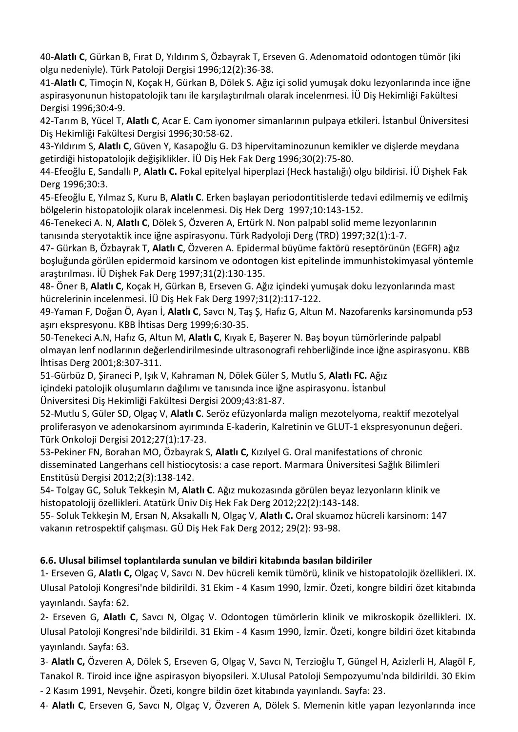40-**Alatlı C**, Gürkan B, Fırat D, Yıldırım S, Özbayrak T, Erseven G. Adenomatoid odontogen tümör (iki olgu nedeniyle). Türk Patoloji Dergisi 1996;12(2):36-38.

41-**Alatlı C**, Timoçin N, Koçak H, Gürkan B, Dölek S. Ağız içi solid yumuşak doku lezyonlarında ince iğne aspirasyonunun histopatolojik tanı ile karşılaştırılmalı olarak incelenmesi. İÜ Diş Hekimliği Fakültesi Dergisi 1996;30:4-9.

42-Tarım B, Yücel T, **Alatlı C**, Acar E. Cam iyonomer simanlarının pulpaya etkileri. İstanbul Üniversitesi Diş Hekimliği Fakültesi Dergisi 1996;30:58-62.

43-Yıldırım S, **Alatlı C**, Güven Y, Kasapoğlu G. D3 hipervitaminozunun kemikler ve dişlerde meydana getirdiği histopatolojik değişiklikler. İÜ Diş Hek Fak Derg 1996;30(2):75-80.

44-Efeoğlu E, Sandallı P, **Alatlı C.** Fokal epitelyal hiperplazi (Heck hastalığı) olgu bildirisi. İÜ Dişhek Fak Derg 1996;30:3.

45-Efeoğlu E, Yılmaz S, Kuru B, **Alatlı C**. Erken başlayan periodontitislerde tedavi edilmemiş ve edilmiş bölgelerin histopatolojik olarak incelenmesi. Diş Hek Derg 1997;10:143-152.

46-Tenekeci A. N, **Alatlı C**, Dölek S, Özveren A, Ertürk N. Non palpabl solid meme lezyonlarının tanısında steryotaktik ince iğne aspirasyonu. Türk Radyoloji Derg (TRD) 1997;32(1):1-7.

47- Gürkan B, Özbayrak T, **Alatlı C**, Özveren A. Epidermal büyüme faktörü reseptörünün (EGFR) ağız boşluğunda görülen epidermoid karsinom ve odontogen kist epitelinde immunhistokimyasal yöntemle araştırılması. İÜ Dişhek Fak Derg 1997;31(2):130-135.

48- Öner B, **Alatlı C**, Koçak H, Gürkan B, Erseven G. Ağız içindeki yumuşak doku lezyonlarında mast hücrelerinin incelenmesi. İÜ Diş Hek Fak Derg 1997;31(2):117-122.

49-Yaman F, Doğan Ö, Ayan İ, **Alatlı C**, Savcı N, Taş Ş, Hafız G, Altun M. Nazofarenks karsinomunda p53 aşırı ekspresyonu. KBB İhtisas Derg 1999;6:30-35.

50-Tenekeci A.N, Hafız G, Altun M, **Alatlı C**, Kıyak E, Başerer N. Baş boyun tümörlerinde palpabl olmayan lenf nodlarının değerlendirilmesinde ultrasonografi rehberliğinde ince iğne aspirasyonu. KBB İhtisas Derg 2001;8:307-311.

51-Gürbüz D, Şiraneci P, Işık V, Kahraman N, Dölek Güler S, Mutlu S, **Alatlı FC.** Ağız içindeki patolojik oluşumların dağılımı ve tanısında ince iğne aspirasyonu. İstanbul Üniversitesi Diş Hekimliği Fakültesi Dergisi 2009;43:81-87.

52-Mutlu S, Güler SD, Olgaç V, **Alatlı C**. Seröz efüzyonlarda malign mezotelyoma, reaktif mezotelyal proliferasyon ve adenokarsinom ayırımında E-kaderin, Kalretinin ve GLUT-1 ekspresyonunun değeri. Türk Onkoloji Dergisi 2012;27(1):17-23.

53-Pekiner FN, Borahan MO, Özbayrak S, **Alatlı C,** Kızılyel G. Oral manifestations of chronic disseminated Langerhans cell histiocytosis: a case report. Marmara Üniversitesi Sağlık Bilimleri Enstitüsü Dergisi 2012;2(3):138-142.

54- Tolgay GC, Soluk Tekkeşin M, **Alatlı C**. Ağız mukozasında görülen beyaz lezyonların klinik ve histopatolojij özellikleri. Atatürk Üniv Diş Hek Fak Derg 2012;22(2):143-148.

55- Soluk Tekkeşin M, Ersan N, Aksakallı N, Olgaç V, **Alatlı C.** Oral skuamoz hücreli karsinom: 147 vakanın retrospektif çalışması. GÜ Diş Hek Fak Derg 2012; 29(2): 93-98.

**6.6. Ulusal bilimsel toplantılarda sunulan ve bildiri kitabında basılan bildiriler**

1- Erseven G, **Alatlı C,** Olgaç V, Savcı N. Dev hücreli kemik tümörü, klinik ve histopatolojik özellikleri. IX. Ulusal Patoloji Kongresi'nde bildirildi. 31 Ekim - 4 Kasım 1990, İzmir. Özeti, kongre bildiri özet kitabında yayınlandı. Sayfa: 62.

2- Erseven G, **Alatlı C**, Savcı N, Olgaç V. Odontogen tümörlerin klinik ve mikroskopik özellikleri. IX. Ulusal Patoloji Kongresi'nde bildirildi. 31 Ekim - 4 Kasım 1990, İzmir. Özeti, kongre bildiri özet kitabında yayınlandı. Sayfa: 63.

3- **Alatlı C,** Özveren A, Dölek S, Erseven G, Olgaç V, Savcı N, Terzioğlu T, Güngel H, Azizlerli H, Alagöl F, Tanakol R. Tiroid ince iğne aspirasyon biyopsileri. X.Ulusal Patoloji Sempozyumu'nda bildirildi. 30 Ekim - 2 Kasım 1991, Nevşehir. Özeti, kongre bildin özet kitabında yayınlandı. Sayfa: 23.

4- **Alatlı C**, Erseven G, Savcı N, Olgaç V, Özveren A, Dölek S. Memenin kitle yapan lezyonlarında ince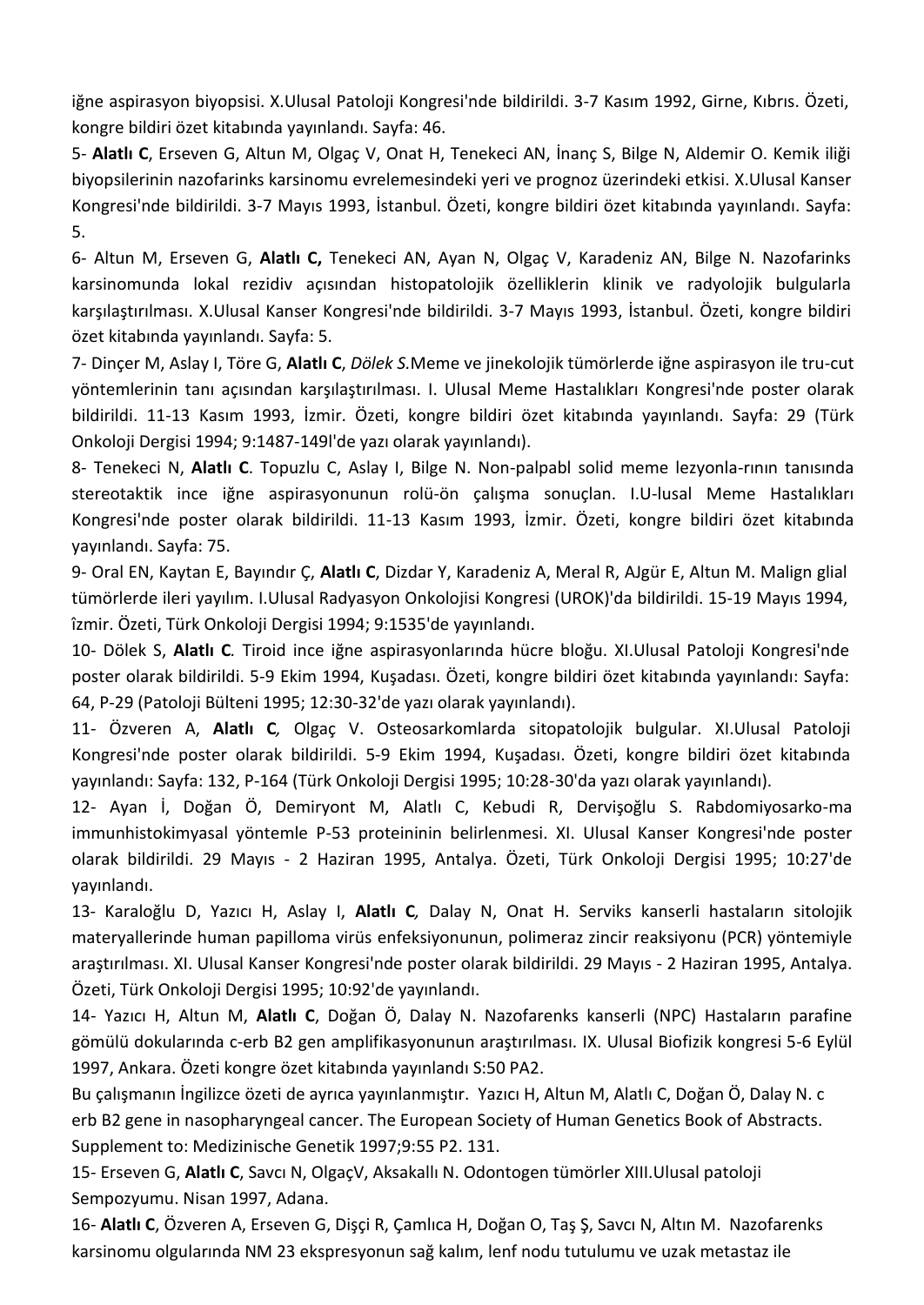iğne aspirasyon biyopsisi. X.Ulusal Patoloji Kongresi'nde bildirildi. 3-7 Kasım 1992, Girne, Kıbrıs. Özeti, kongre bildiri özet kitabında yayınlandı. Sayfa: 46.

5- **Alatlı C**, Erseven G, Altun M, Olgaç V, Onat H, Tenekeci AN, İnanç S, Bilge N, Aldemir O. Kemik iliği biyopsilerinin nazofarinks karsinomu evrelemesindeki yeri ve prognoz üzerindeki etkisi. X.Ulusal Kanser Kongresi'nde bildirildi. 3-7 Mayıs 1993, İstanbul. Özeti, kongre bildiri özet kitabında yayınlandı. Sayfa: 5.

6- Altun M, Erseven G, **Alatlı C,** Tenekeci AN, Ayan N, Olgaç V, Karadeniz AN, Bilge N. Nazofarinks karsinomunda lokal rezidiv açısından histopatolojik özelliklerin klinik ve radyolojik bulgularla karşılaştırılması. X.Ulusal Kanser Kongresi'nde bildirildi. 3-7 Mayıs 1993, İstanbul. Özeti, kongre bildiri özet kitabında yayınlandı. Sayfa: 5.

7- Dinçer M, Aslay I, Töre G, **Alatlı C**, *Dölek S.*Meme ve jinekolojik tümörlerde iğne aspirasyon ile tru-cut yöntemlerinin tanı açısından karşılaştırılması. I. Ulusal Meme Hastalıkları Kongresi'nde poster olarak bildirildi. 11-13 Kasım 1993, İzmir. Özeti, kongre bildiri özet kitabında yayınlandı. Sayfa: 29 (Türk Onkoloji Dergisi 1994; 9:1487-149l'de yazı olarak yayınlandı).

8- Tenekeci N, **Alatlı C**. Topuzlu C, Aslay I, Bilge N. Non-palpabl solid meme lezyonla-rının tanısında stereotaktik ince iğne aspirasyonunun rolü-ön çalışma sonuçları. I.U-lusal Meme Hastalıkları Kongresi'nde poster olarak bildirildi. 11-13 Kasım 1993, İzmir. Özeti, kongre bildiri özet kitabında yayınlandı. Sayfa: 75.

9- Oral EN, Kaytan E, Bayındır Ç, **Alatlı C**, Dizdar Y, Karadeniz A, Meral R, AJgür E, Altun M. Malign glial tümörlerde ileri yayılım. I.Ulusal Radyasyon Onkolojisi Kongresi (UROK)'da bildirildi. 15-19 Mayıs 1994, îzmir. Özeti, Türk Onkoloji Dergisi 1994; 9:1535'de yayınlandı.

10- Dölek S, **Alatlı C***.* Tiroid ince iğne aspirasyonlarında hücre bloğu. XI.Ulusal Patoloji Kongresi'nde poster olarak bildirildi. 5-9 Ekim 1994, Kuşadası. Özeti, kongre bildiri özet kitabında yayınlandı: Sayfa: 64, P-29 (Patoloji Bülteni 1995; 12:30-32'de yazı olarak yayınlandı).

11- Özveren A, **Alatlı C***,* Olgaç V. Osteosarkomlarda sitopatolojik bulgular. XI.Ulusal Patoloji Kongresi'nde poster olarak bildirildi. 5-9 Ekim 1994, Kuşadası. Özeti, kongre bildiri özet kitabında yayınlandı: Sayfa: 132, P-164 (Türk Onkoloji Dergisi 1995; 10:28-30'da yazı olarak yayınlandı).

12- Ayan İ, Doğan Ö, Demiryont M, Alatlı C, Kebudi R, Dervişoğlu S. Rabdomiyosarko-ma immunhistokimyasal yöntemle P-53 proteininin belirlenmesi. XI. Ulusal Kanser Kongresi'nde poster olarak bildirildi. 29 Mayıs - 2 Haziran 1995, Antalya. Özeti, Türk Onkoloji Dergisi 1995; 10:27'de yayınlandı.

13- Karaloğlu D, Yazıcı H, Aslay I, **Alatlı C***,* Dalay N, Onat H. Serviks kanserli hastaların sitolojik materyallerinde human papilloma virüs enfeksiyonunun, polimeraz zincir reaksiyonu (PCR) yöntemiyle araştırılması. XI. Ulusal Kanser Kongresi'nde poster olarak bildirildi. 29 Mayıs - 2 Haziran 1995, Antalya. Özeti, Türk Onkoloji Dergisi 1995; 10:92'de yayınlandı.

14- Yazıcı H, Altun M, **Alatlı C**, Doğan Ö, Dalay N. Nazofarenks kanserli (NPC) Hastaların parafine gömülü dokularında c-erb B2 gen amplifikasyonunun araştırılması. IX. Ulusal Biofizik kongresi 5-6 Eylül 1997, Ankara. Özeti kongre özet kitabında yayınlandı S:50 PA2.

Bu çalışmanın İngilizce özeti de ayrıca yayınlanmıştır. Yazıcı H, Altun M, Alatlı C, Doğan Ö, Dalay N. c erb B2 gene in nasopharyngeal cancer. The European Society of Human Genetics Book of Abstracts. Supplement to: Medizinische Genetik 1997;9:55 P2. 131.

15- Erseven G, **Alatlı C**, Savcı N, OlgaçV, Aksakallı N. Odontogen tümörler XIII.Ulusal patoloji Sempozyumu. Nisan 1997, Adana.

16- **Alatlı C**, Özveren A, Erseven G, Dişçi R, Çamlıca H, Doğan O, Taş Ş, Savcı N, Altın M. Nazofarenks karsinomu olgularında NM 23 ekspresyonun sağ kalım, lenf nodu tutulumu ve uzak metastaz ile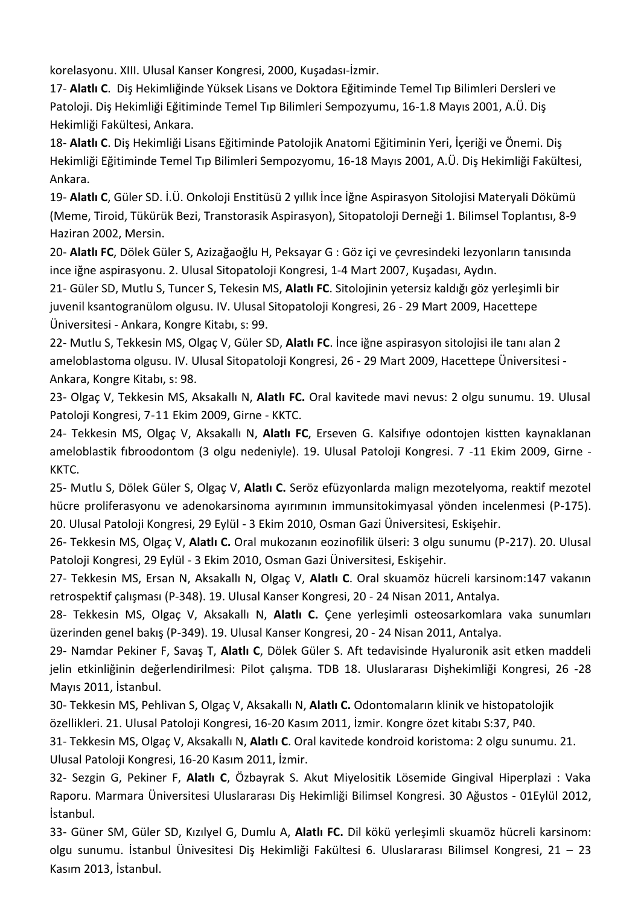korelasyonu. XIII. Ulusal Kanser Kongresi, 2000, Kuşadası-İzmir.

17- **Alatlı C**. Diş Hekimliğinde Yüksek Lisans ve Doktora Eğitiminde Temel Tıp Bilimleri Dersleri ve Patoloji. Diş Hekimliği Eğitiminde Temel Tıp Bilimleri Sempozyumu, 16-1.8 Mayıs 2001, A.Ü. Diş Hekimliği Fakültesi, Ankara.

18- **Alatlı C**. Diş Hekimliği Lisans Eğitiminde Patolojik Anatomi Eğitiminin Yeri, İçeriği ve Önemi. Diş Hekimliği Eğitiminde Temel Tıp Bilimleri Sempozyumu, 16-18 Mayıs 2001, A.Ü. Diş Hekimliği Fakültesi, Ankara.

19- **Alatlı C**, Güler SD. İ.Ü. Onkoloji Enstitüsü 2 yıllık İnce İğne Aspirasyon Sitolojisi Materyali Dökümü (Meme, Tiroid, Tükürük Bezi, Transtorasik Aspirasyon), Sitopatoloji Derneği 1. Bilimsel Toplantısı, 8-9 Haziran 2002, Mersin.

20- **Alatlı FC**, Dölek Güler S, Azizağaoğlu H, Peksayar G : Göz içi ve çevresindeki lezyonların tanısında ince iğne aspirasyonu. 2. Ulusal Sitopatoloji Kongresi, 1-4 Mart 2007, Kuşadası, Aydın.

21- Güler SD, Mutlu S, Tuncer S, Tekesin MS, **Alatlı FC**. Sitolojinin yetersiz kaldığı göz yerleşimli bir juvenil ksantogranülom olgusu. IV. Ulusal Sitopatoloji Kongresi, 26 - 29 Mart 2009, Hacettepe Üniversitesi - Ankara, Kongre Kitabı, s: 99.

22- Mutlu S, Tekkesin MS, Olgaç V, Güler SD, **Alatlı FC**. İnce iğne aspirasyon sitolojisi ile tanı alan 2 ameloblastoma olgusu. IV. Ulusal Sitopatoloji Kongresi, 26 - 29 Mart 2009, Hacettepe Üniversitesi - Ankara, Kongre Kitabı, s: 98.

23- Olgaç V, Tekkesin MS, Aksakallı N, **Alatlı FC.** Oral kavitede mavi nevus: 2 olgu sunumu. 19. Ulusal Patoloji Kongresi, 7-11 Ekim 2009, Girne - KKTC.

24- Tekkesin MS, Olgaç V, Aksakallı N, **Alatlı FC**, Erseven G. Kalsifiye odontojen kistten kaynaklanan ameloblastik fıbroodontom (3 olgu nedeniyle). 19. Ulusal Patoloji Kongresi. 7 -11 Ekim 2009, Girne - KKTC.

25- Mutlu S, Dölek Güler S, Olgaç V, **Alatlı C.** Seröz efüzyonlarda malign mezotelyoma, reaktif mezotel hücre proliferasyonu ve adenokarsinoma ayırımının immunsitokimyasal yönden incelenmesi (P-175). 20. Ulusal Patoloji Kongresi, 29 Eylül - 3 Ekim 2010, Osman Gazi Üniversitesi, Eskişehir.

26- Tekkesin MS, Olgaç V, **Alatlı C.** Oral mukozanın eozinofilik ülseri: 3 olgu sunumu (P-217). 20. Ulusal Patoloji Kongresi, 29 Eylül - 3 Ekim 2010, Osman Gazi Üniversitesi, Eskişehir.

27- Tekkesin MS, Ersan N, Aksakallı N, Olgaç V, **Alatlı C**. Oral skuamöz hücreli karsinom:147 vakanın retrospektif çalışması (P-348). 19. Ulusal Kanser Kongresi, 20 - 24 Nisan 2011, Antalya.

28- Tekkesin MS, Olgaç V, Aksakallı N, **Alatlı C.** Çene yerleşimli osteosarkomlara vaka sunumları üzerinden genel bakış (P-349). 19. Ulusal Kanser Kongresi, 20 - 24 Nisan 2011, Antalya.

29- Namdar Pekiner F, Savaş T, **Alatlı C**, Dölek Güler S. Aft tedavisinde Hyaluronik asit etken maddeli jelin etkinliğinin değerlendirilmesi: Pilot çalışma. TDB 18. Uluslararası Dişhekimliği Kongresi, 26 -28 Mayıs 2011, İstanbul.

30- Tekkesin MS, Pehlivan S, Olgaç V, Aksakallı N, **Alatlı C.** Odontomaların klinik ve histopatolojik özellikleri. 21. Ulusal Patoloji Kongresi, 16-20 Kasım 2011, İzmir. Kongre özet kitabı S:37, P40.

31- Tekkesin MS, Olgaç V, Aksakallı N, **Alatlı C**. Oral kavitede kondroid koristoma: 2 olgu sunumu. 21. Ulusal Patoloji Kongresi, 16-20 Kasım 2011, İzmir.

32- Sezgin G, Pekiner F, **Alatlı C**, Özbayrak S. Akut Miyelositik Lösemide Gingival Hiperplazi : Vaka Raporu. Marmara Üniversitesi Uluslararası Diş Hekimliği Bilimsel Kongresi. 30 Ağustos - 01Eylül 2012, İstanbul.

33- Güner SM, Güler SD, Kızılyel G, Dumlu A, **Alatlı FC.** Dil kökü yerleşimli skuamöz hücreli karsinom: olgu sunumu. İstanbul Ünivesitesi Diş Hekimliği Fakültesi 6. Uluslararası Bilimsel Kongresi, 21 – 23 Kasım 2013, İstanbul.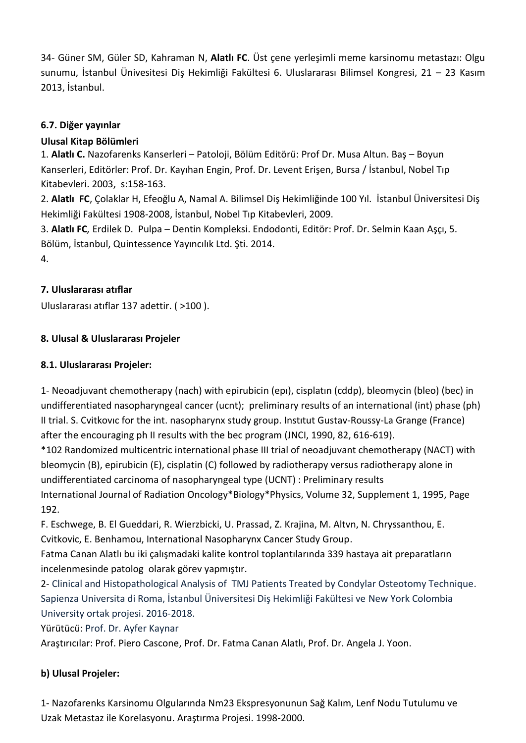34- Güner SM, Güler SD, Kahraman N, **Alatlı FC**. Üst çene yerleşimli meme karsinomu metastazı: Olgu sunumu, İstanbul Ünivesitesi Diş Hekimliği Fakültesi 6. Uluslararası Bilimsel Kongresi, 21 – 23 Kasım 2013, İstanbul.

### 6.7. Diğer yayınlar

**Ulusal Kitap Bölümleri**

1. **Alatlı C.** Nazofarenks Kanserleri – Patoloji, Bölüm Editörü: Prof Dr. Musa Altun. Baş – Boyun Kanserleri, Editörler: Prof. Dr. Kayıhan Engin, Prof. Dr. Levent Erişen, Bursa / İstanbul, Nobel Tıp Kitabevleri. 2003, s:158-163.
2. **Alatlı FC**, Çolaklar H, Efeoğlu A, Namal A. Bilimsel Diş Hekimliğinde 100 Yıl. İstanbul Üniversitesi Diş Hekimliği Fakültesi 1908-2008, İstanbul, Nobel Tıp Kitabevleri, 2009.
3. **Alatlı FC***,* Erdilek D. Pulpa – Dentin Kompleksi. Endodonti, Editör: Prof. Dr. Selmin Kaan Aşçı, 5. Bölüm, İstanbul, Quintessence Yayıncılık Ltd. Şti. 2014.
4.

## 7. Uluslararası atıflar

Uluslararası atıflar 137 adettir. ( >100 ).

## 8. Ulusal & Uluslararası Projeler

### 8.1. Uluslararası Projeler:

1- Neoadjuvant chemotherapy (nach) with epirubicin (epı), cisplatın (cddp), bleomycin (bleo) (bec) in undifferentiated nasopharyngeal cancer (ucnt); preliminary results of an international (int) phase (ph) II trial. S. Cvitkovıc for the int. nasopharynx study group. Instıtut Gustav-Roussy-La Grange (France) after the encouraging ph II results with the bec program (JNCI, 1990, 82, 616-619).

*102 Randomized multicentric international phase III trial of neoadjuvant chemotherapy (NACT) with bleomycin (B), epirubicin (E), cisplatin (C) followed by radiotherapy versus radiotherapy alone in undifferentiated carcinoma of nasopharyngeal type (UCNT) : Preliminary results
International Journal of Radiation Oncology*Biology*Physics, Volume 32, Supplement 1, 1995, Page 192.

F. Eschwege, B. El Gueddari, R. Wierzbicki, U. Prassad, Z. Krajina, M. Altvn, N. Chryssanthou, E. Cvitkovic, E. Benhamou, International Nasopharynx Cancer Study Group.

Fatma Canan Alatlı bu iki çalışmadaki kalite kontrol toplantılarında 339 hastaya ait preparatların incelenmesinde patolog olarak görev yapmıştır.

2- Clinical and Histopathological Analysis of TMJ Patients Treated by Condylar Osteotomy Technique. Sapienza Universita di Roma, İstanbul Üniversitesi Diş Hekimliği Fakültesi ve New York Colombia University ortak projesi. 2016-2018.

Yürütücü: Prof. Dr. Ayfer Kaynar

Araştırıcılar: Prof. Piero Cascone, Prof. Dr. Fatma Canan Alatlı, Prof. Dr. Angela J. Yoon.

### b) Ulusal Projeler:

1- Nazofarenks Karsinomu Olgularında Nm23 Ekspresyonunun Sağ Kalım, Lenf Nodu Tutulumu ve Uzak Metastaz ile Korelasyonu. Araştırma Projesi. 1998-2000.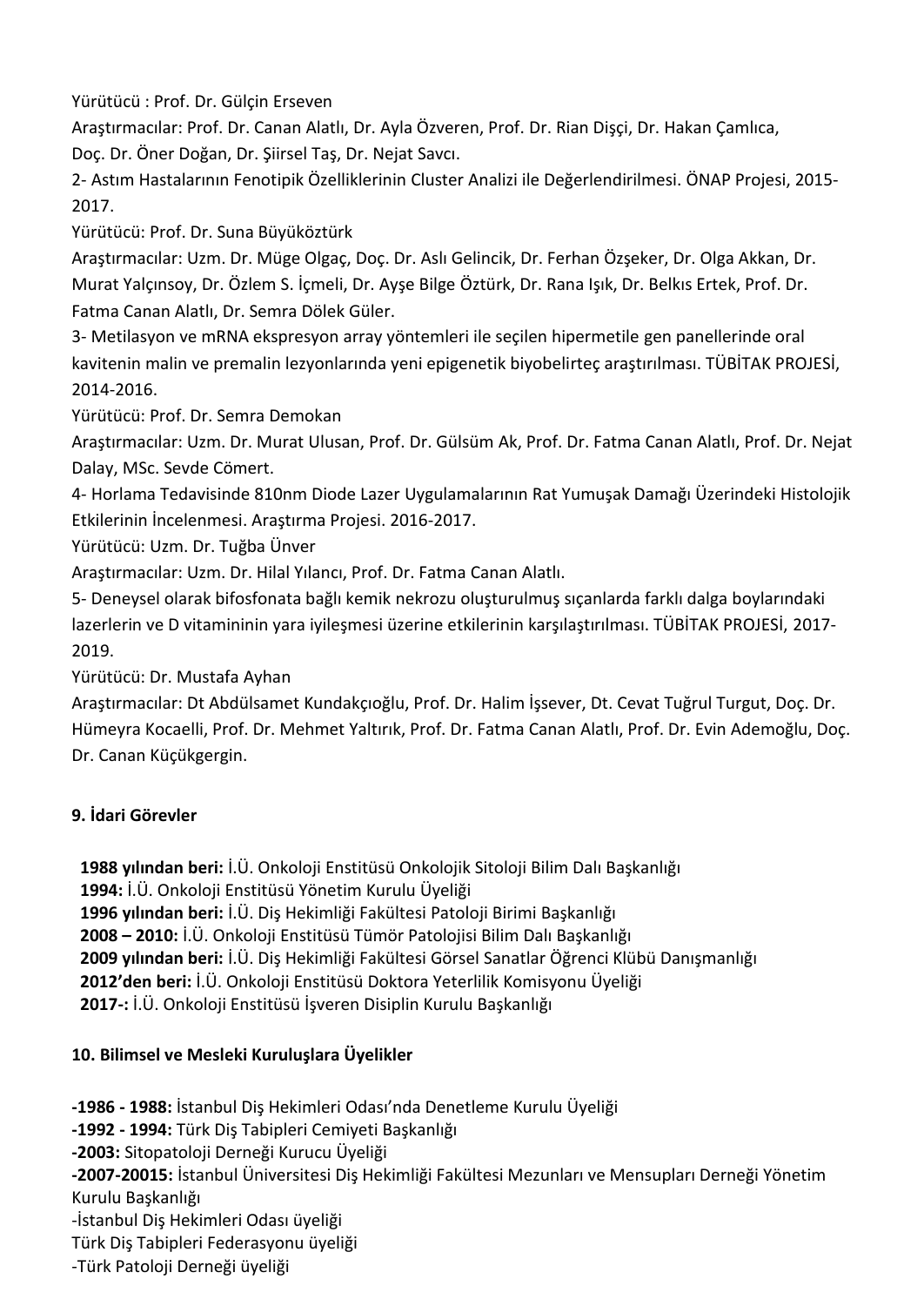Yürütücü : Prof. Dr. Gülçin Erseven

Araştırmacılar: Prof. Dr. Canan Alatlı, Dr. Ayla Özveren, Prof. Dr. Rian Dişçi, Dr. Hakan Çamlıca, Doç. Dr. Öner Doğan, Dr. Şiirsel Taş, Dr. Nejat Savcı.

2- Astım Hastalarının Fenotipik Özelliklerinin Cluster Analizi ile Değerlendirilmesi. ÖNAP Projesi, 2015-2017.

Yürütücü: Prof. Dr. Suna Büyüköztürk

Araştırmacılar: Uzm. Dr. Müge Olgaç, Doç. Dr. Aslı Gelincik, Dr. Ferhan Özşeker, Dr. Olga Akkan, Dr. Murat Yalçınsoy, Dr. Özlem S. İçmeli, Dr. Ayşe Bilge Öztürk, Dr. Rana Işık, Dr. Belkıs Ertek, Prof. Dr. Fatma Canan Alatlı, Dr. Semra Dölek Güler.

3- Metilasyon ve mRNA ekspresyon array yöntemleri ile seçilen hipermetile gen panellerinde oral kavitenin malin ve premalin lezyonlarında yeni epigenetik biyobelirteç araştırılması. TÜBİTAK PROJESİ, 2014-2016.

Yürütücü: Prof. Dr. Semra Demokan

Araştırmacılar: Uzm. Dr. Murat Ulusan, Prof. Dr. Gülsüm Ak, Prof. Dr. Fatma Canan Alatlı, Prof. Dr. Nejat Dalay, MSc. Sevde Cömert.

4- Horlama Tedavisinde 810nm Diode Lazer Uygulamalarının Rat Yumuşak Damağı Üzerindeki Histolojik Etkilerinin İncelenmesi. Araştırma Projesi. 2016-2017.

Yürütücü: Uzm. Dr. Tuğba Ünver

Araştırmacılar: Uzm. Dr. Hilal Yılancı, Prof. Dr. Fatma Canan Alatlı.

5- Deneysel olarak bifosfonata bağlı kemik nekrozu oluşturulmuş sıçanlarda farklı dalga boylarındaki lazerlerin ve D vitamininin yara iyileşmesi üzerine etkilerinin karşılaştırılması. TÜBİTAK PROJESİ, 2017-2019.

Yürütücü: Dr. Mustafa Ayhan

Araştırmacılar: Dt Abdülsamet Kundakçıoğlu, Prof. Dr. Halim İşsever, Dt. Cevat Tuğrul Turgut, Doç. Dr. Hümeyra Kocaelli, Prof. Dr. Mehmet Yaltırık, Prof. Dr. Fatma Canan Alatlı, Prof. Dr. Evin Ademoğlu, Doç. Dr. Canan Küçükgergin.

### 9. İdari Görevler

**1988 yılından beri:** İ.Ü. Onkoloji Enstitüsü Onkolojik Sitoloji Bilim Dalı Başkanlığı
**1994:** İ.Ü. Onkoloji Enstitüsü Yönetim Kurulu Üyeliği
**1996 yılından beri:** İ.Ü. Diş Hekimliği Fakültesi Patoloji Birimi Başkanlığı
**2008 – 2010:** İ.Ü. Onkoloji Enstitüsü Tümör Patolojisi Bilim Dalı Başkanlığı
**2009 yılından beri:** İ.Ü. Diş Hekimliği Fakültesi Görsel Sanatlar Öğrenci Klübü Danışmanlığı
**2012'den beri:** İ.Ü. Onkoloji Enstitüsü Doktora Yeterlilik Komisyonu Üyeliği
**2017-:** İ.Ü. Onkoloji Enstitüsü İşveren Disiplin Kurulu Başkanlığı

### 10. Bilimsel ve Mesleki Kuruluşlara Üyelikler

**-1986 - 1988:** İstanbul Diş Hekimleri Odası'nda Denetleme Kurulu Üyeliği
**-1992 - 1994:** Türk Diş Tabipleri Cemiyeti Başkanlığı
**-2003:** Sitopatoloji Derneği Kurucu Üyeliği
**-2007-20015:** İstanbul Üniversitesi Diş Hekimliği Fakültesi Mezunları ve Mensupları Derneği Yönetim Kurulu Başkanlığı
-İstanbul Diş Hekimleri Odası üyeliği
Türk Diş Tabipleri Federasyonu üyeliği
-Türk Patoloji Derneği üyeliği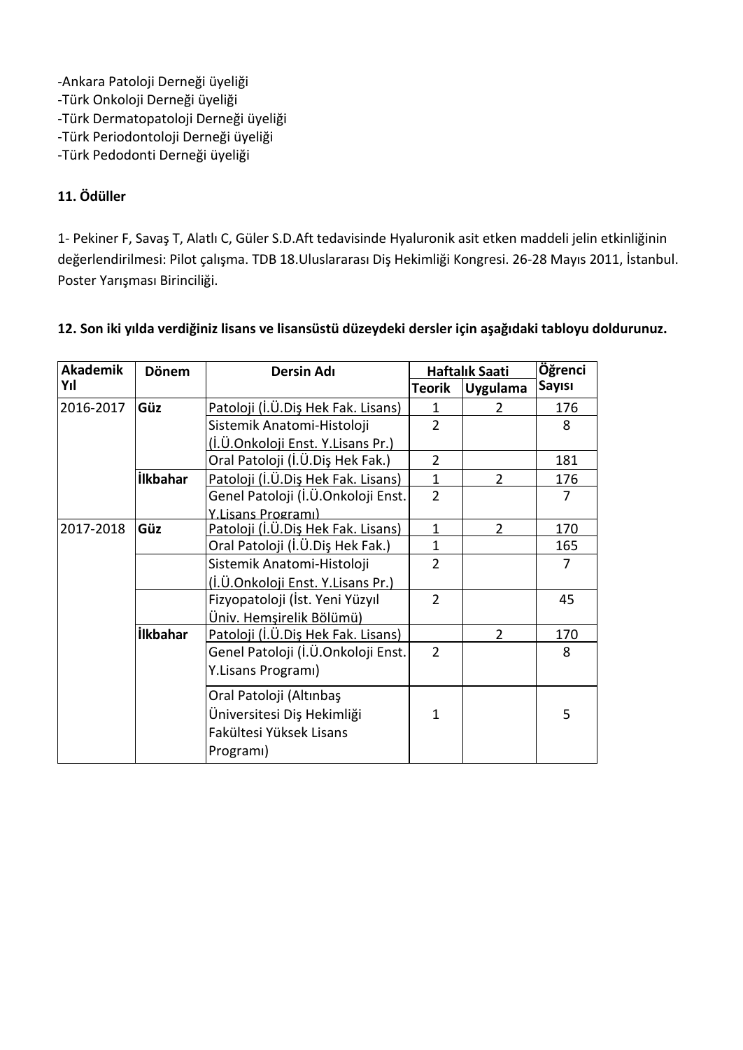-Ankara Patoloji Derneği üyeliği
-Türk Onkoloji Derneği üyeliği
-Türk Dermatopatoloji Derneği üyeliği
-Türk Periodontoloji Derneği üyeliği
-Türk Pedodonti Derneği üyeliği

**11. Ödüller**

1- Pekiner F, Savaş T, Alatlı C, Güler S.D.Aft tedavisinde Hyaluronik asit etken maddeli jelin etkinliğinin değerlendirilmesi: Pilot çalışma. TDB 18.Uluslararası Diş Hekimliği Kongresi. 26-28 Mayıs 2011, İstanbul. Poster Yarışması Birinciliği.

**12. Son iki yılda verdiğiniz lisans ve lisansüstü düzeydeki dersler için aşağıdaki tabloyu doldurunuz.**

| Akademik Yıl | Dönem | Dersin Adı | Haftalık Saati | | Öğrenci Sayısı |
|---|---|---|---|---|---|
| | | | Teorik | Uygulama | |
| 2016-2017 | **Güz** | Patoloji (İ.Ü.Diş Hek Fak. Lisans) | 1 | 2 | 176 |
| | | Sistemik Anatomi-Histoloji (İ.Ü.Onkoloji Enst. Y.Lisans Pr.) | 2 | | 8 |
| | | Oral Patoloji (İ.Ü.Diş Hek Fak.) | 2 | | 181 |
| | **İlkbahar** | Patoloji (İ.Ü.Diş Hek Fak. Lisans) | 1 | 2 | 176 |
| | | Genel Patoloji (İ.Ü.Onkoloji Enst. Y.Lisans Programı) | 2 | | 7 |
| 2017-2018 | **Güz** | Patoloji (İ.Ü.Diş Hek Fak. Lisans) | 1 | 2 | 170 |
| | | Oral Patoloji (İ.Ü.Diş Hek Fak.) | 1 | | 165 |
| | | Sistemik Anatomi-Histoloji (İ.Ü.Onkoloji Enst. Y.Lisans Pr.) | 2 | | 7 |
| | | Fizyopatoloji (İst. Yeni Yüzyıl Üniv. Hemşirelik Bölümü) | 2 | | 45 |
| | **İlkbahar** | Patoloji (İ.Ü.Diş Hek Fak. Lisans) | | 2 | 170 |
| | | Genel Patoloji (İ.Ü.Onkoloji Enst. Y.Lisans Programı) | 2 | | 8 |
| | | Oral Patoloji (Altınbaş Üniversitesi Diş Hekimliği Fakültesi Yüksek Lisans Programı) | 1 | | 5 |